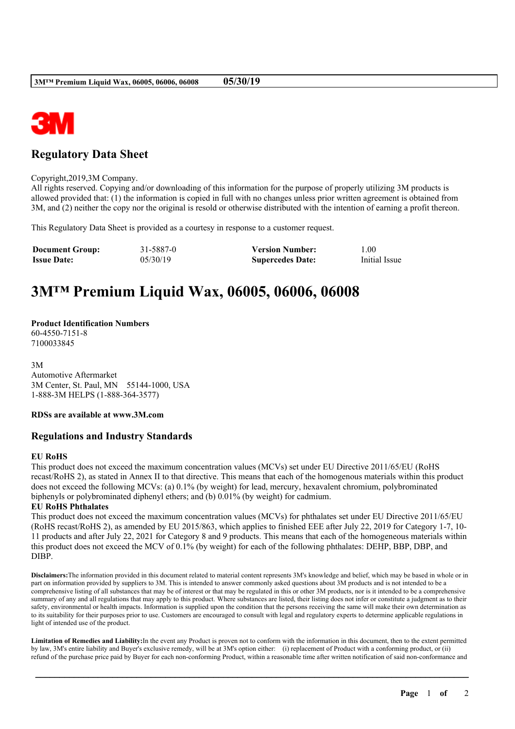## Regulatory Data Sheet

Copyright,2019,3M Company.
All rights reserved. Copying and/or downloading of this information for the purpose of properly utilizing 3M products is allowed provided that: (1) the information is copied in full with no changes unless prior written agreement is obtained from 3M, and (2) neither the copy nor the original is resold or otherwise distributed with the intention of earning a profit thereon.

This Regulatory Data Sheet is provided as a courtesy in response to a customer request.

| **Document Group:** | 31-5887-0 | **Version Number:** | 1.00 |
|---|---|---|---|
| **Issue Date:** | 05/30/19 | **Supercedes Date:** | Initial Issue |

# 3M™ Premium Liquid Wax, 06005, 06006, 06008

**Product Identification Numbers**
60-4550-7151-8
7100033845

3M
Automotive Aftermarket
3M Center, St. Paul, MN 55144-1000, USA
1-888-3M HELPS (1-888-364-3577)

**RDSs are available at www.3M.com**

## Regulations and Industry Standards

**EU RoHS**
This product does not exceed the maximum concentration values (MCVs) set under EU Directive 2011/65/EU (RoHS recast/RoHS 2), as stated in Annex II to that directive. This means that each of the homogenous materials within this product does not exceed the following MCVs: (a) 0.1% (by weight) for lead, mercury, hexavalent chromium, polybrominated biphenyls or polybrominated diphenyl ethers; and (b) 0.01% (by weight) for cadmium.

**EU RoHS Phthalates**
This product does not exceed the maximum concentration values (MCVs) for phthalates set under EU Directive 2011/65/EU (RoHS recast/RoHS 2), as amended by EU 2015/863, which applies to finished EEE after July 22, 2019 for Category 1-7, 10-11 products and after July 22, 2021 for Category 8 and 9 products. This means that each of the homogeneous materials within this product does not exceed the MCV of 0.1% (by weight) for each of the following phthalates: DEHP, BBP, DBP, and DIBP.

**Disclaimers:**The information provided in this document related to material content represents 3M's knowledge and belief, which may be based in whole or in part on information provided by suppliers to 3M. This is intended to answer commonly asked questions about 3M products and is not intended to be a comprehensive listing of all substances that may be of interest or that may be regulated in this or other 3M products, nor is it intended to be a comprehensive summary of any and all regulations that may apply to this product. Where substances are listed, their listing does not infer or constitute a judgment as to their safety, environmental or health impacts. Information is supplied upon the condition that the persons receiving the same will make their own determination as to its suitability for their purposes prior to use. Customers are encouraged to consult with legal and regulatory experts to determine applicable regulations in light of intended use of the product.

**Limitation of Remedies and Liability:**In the event any Product is proven not to conform with the information in this document, then to the extent permitted by law, 3M's entire liability and Buyer's exclusive remedy, will be at 3M's option either: (i) replacement of Product with a conforming product, or (ii) refund of the purchase price paid by Buyer for each non-conforming Product, within a reasonable time after written notification of said non-conformance and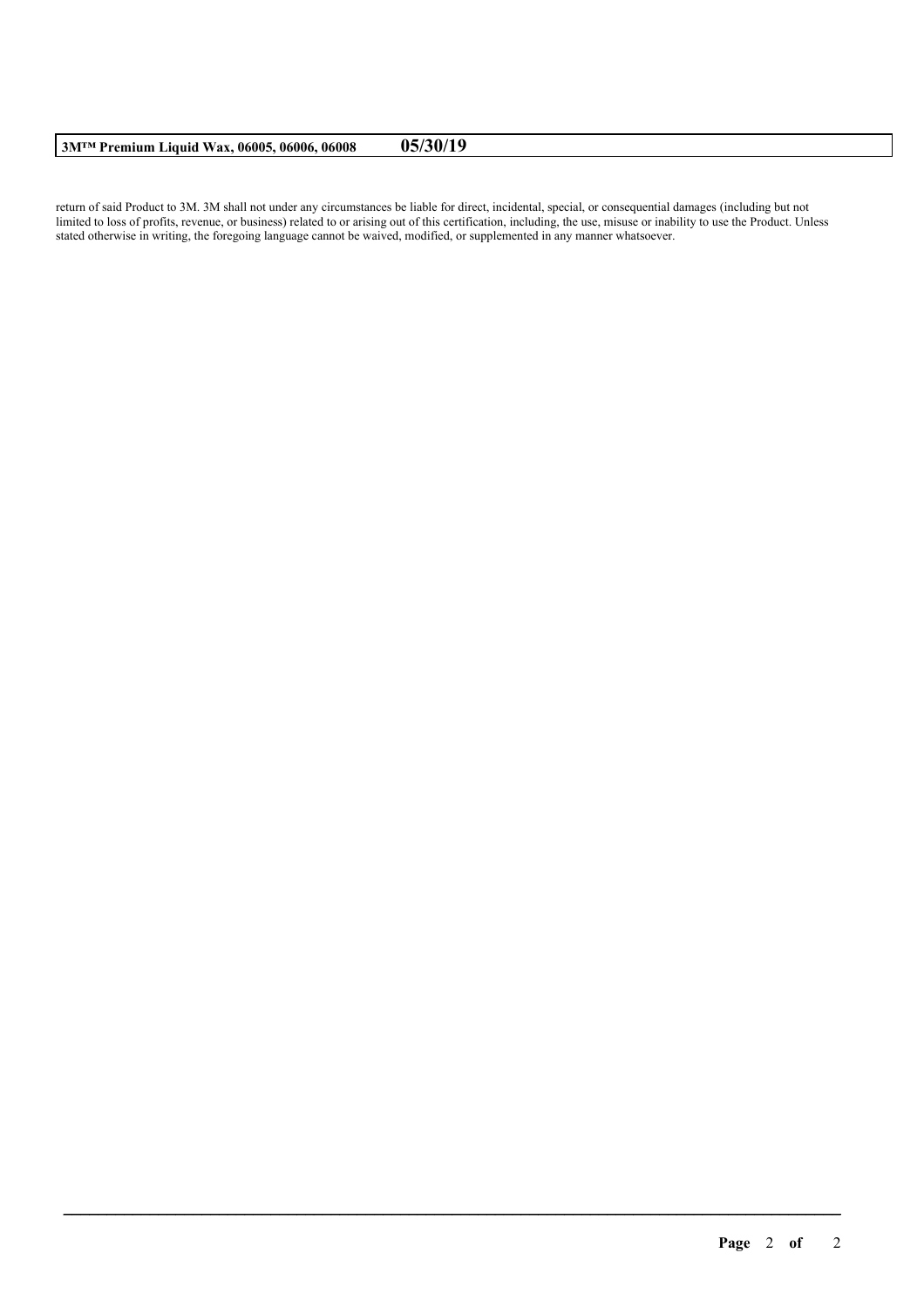return of said Product to 3M. 3M shall not under any circumstances be liable for direct, incidental, special, or consequential damages (including but not limited to loss of profits, revenue, or business) related to or arising out of this certification, including, the use, misuse or inability to use the Product. Unless stated otherwise in writing, the foregoing language cannot be waived, modified, or supplemented in any manner whatsoever.